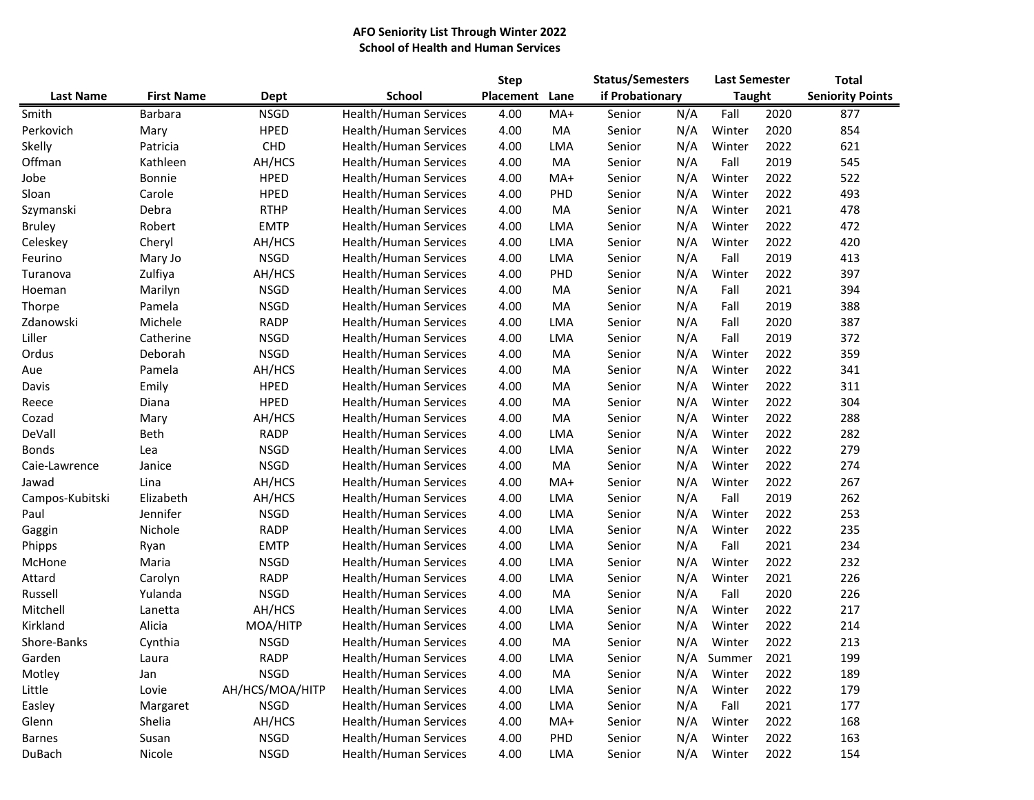**AFO Seniority List Through Winter 2022**
**School of Health and Human Services**

| Last Name | First Name | Dept | School | Step Placement | Lane | Status/Semesters if Probationary | | Last Semester Taught | | Total Seniority Points |
|---|---|---|---|---|---|---|---|---|---|---|
| Smith | Barbara | NSGD | Health/Human Services | 4.00 | MA+ | Senior | N/A | Fall | 2020 | 877 |
| Perkovich | Mary | HPED | Health/Human Services | 4.00 | MA | Senior | N/A | Winter | 2020 | 854 |
| Skelly | Patricia | CHD | Health/Human Services | 4.00 | LMA | Senior | N/A | Winter | 2022 | 621 |
| Offman | Kathleen | AH/HCS | Health/Human Services | 4.00 | MA | Senior | N/A | Fall | 2019 | 545 |
| Jobe | Bonnie | HPED | Health/Human Services | 4.00 | MA+ | Senior | N/A | Winter | 2022 | 522 |
| Sloan | Carole | HPED | Health/Human Services | 4.00 | PHD | Senior | N/A | Winter | 2022 | 493 |
| Szymanski | Debra | RTHP | Health/Human Services | 4.00 | MA | Senior | N/A | Winter | 2021 | 478 |
| Bruley | Robert | EMTP | Health/Human Services | 4.00 | LMA | Senior | N/A | Winter | 2022 | 472 |
| Celeskey | Cheryl | AH/HCS | Health/Human Services | 4.00 | LMA | Senior | N/A | Winter | 2022 | 420 |
| Feurino | Mary Jo | NSGD | Health/Human Services | 4.00 | LMA | Senior | N/A | Fall | 2019 | 413 |
| Turanova | Zulfiya | AH/HCS | Health/Human Services | 4.00 | PHD | Senior | N/A | Winter | 2022 | 397 |
| Hoeman | Marilyn | NSGD | Health/Human Services | 4.00 | MA | Senior | N/A | Fall | 2021 | 394 |
| Thorpe | Pamela | NSGD | Health/Human Services | 4.00 | MA | Senior | N/A | Fall | 2019 | 388 |
| Zdanowski | Michele | RADP | Health/Human Services | 4.00 | LMA | Senior | N/A | Fall | 2020 | 387 |
| Liller | Catherine | NSGD | Health/Human Services | 4.00 | LMA | Senior | N/A | Fall | 2019 | 372 |
| Ordus | Deborah | NSGD | Health/Human Services | 4.00 | MA | Senior | N/A | Winter | 2022 | 359 |
| Aue | Pamela | AH/HCS | Health/Human Services | 4.00 | MA | Senior | N/A | Winter | 2022 | 341 |
| Davis | Emily | HPED | Health/Human Services | 4.00 | MA | Senior | N/A | Winter | 2022 | 311 |
| Reece | Diana | HPED | Health/Human Services | 4.00 | MA | Senior | N/A | Winter | 2022 | 304 |
| Cozad | Mary | AH/HCS | Health/Human Services | 4.00 | MA | Senior | N/A | Winter | 2022 | 288 |
| DeVall | Beth | RADP | Health/Human Services | 4.00 | LMA | Senior | N/A | Winter | 2022 | 282 |
| Bonds | Lea | NSGD | Health/Human Services | 4.00 | LMA | Senior | N/A | Winter | 2022 | 279 |
| Caie-Lawrence | Janice | NSGD | Health/Human Services | 4.00 | MA | Senior | N/A | Winter | 2022 | 274 |
| Jawad | Lina | AH/HCS | Health/Human Services | 4.00 | MA+ | Senior | N/A | Winter | 2022 | 267 |
| Campos-Kubitski | Elizabeth | AH/HCS | Health/Human Services | 4.00 | LMA | Senior | N/A | Fall | 2019 | 262 |
| Paul | Jennifer | NSGD | Health/Human Services | 4.00 | LMA | Senior | N/A | Winter | 2022 | 253 |
| Gaggin | Nichole | RADP | Health/Human Services | 4.00 | LMA | Senior | N/A | Winter | 2022 | 235 |
| Phipps | Ryan | EMTP | Health/Human Services | 4.00 | LMA | Senior | N/A | Fall | 2021 | 234 |
| McHone | Maria | NSGD | Health/Human Services | 4.00 | LMA | Senior | N/A | Winter | 2022 | 232 |
| Attard | Carolyn | RADP | Health/Human Services | 4.00 | LMA | Senior | N/A | Winter | 2021 | 226 |
| Russell | Yulanda | NSGD | Health/Human Services | 4.00 | MA | Senior | N/A | Fall | 2020 | 226 |
| Mitchell | Lanetta | AH/HCS | Health/Human Services | 4.00 | LMA | Senior | N/A | Winter | 2022 | 217 |
| Kirkland | Alicia | MOA/HITP | Health/Human Services | 4.00 | LMA | Senior | N/A | Winter | 2022 | 214 |
| Shore-Banks | Cynthia | NSGD | Health/Human Services | 4.00 | MA | Senior | N/A | Winter | 2022 | 213 |
| Garden | Laura | RADP | Health/Human Services | 4.00 | LMA | Senior | N/A | Summer | 2021 | 199 |
| Motley | Jan | NSGD | Health/Human Services | 4.00 | MA | Senior | N/A | Winter | 2022 | 189 |
| Little | Lovie | AH/HCS/MOA/HITP | Health/Human Services | 4.00 | LMA | Senior | N/A | Winter | 2022 | 179 |
| Easley | Margaret | NSGD | Health/Human Services | 4.00 | LMA | Senior | N/A | Fall | 2021 | 177 |
| Glenn | Shelia | AH/HCS | Health/Human Services | 4.00 | MA+ | Senior | N/A | Winter | 2022 | 168 |
| Barnes | Susan | NSGD | Health/Human Services | 4.00 | PHD | Senior | N/A | Winter | 2022 | 163 |
| DuBach | Nicole | NSGD | Health/Human Services | 4.00 | LMA | Senior | N/A | Winter | 2022 | 154 |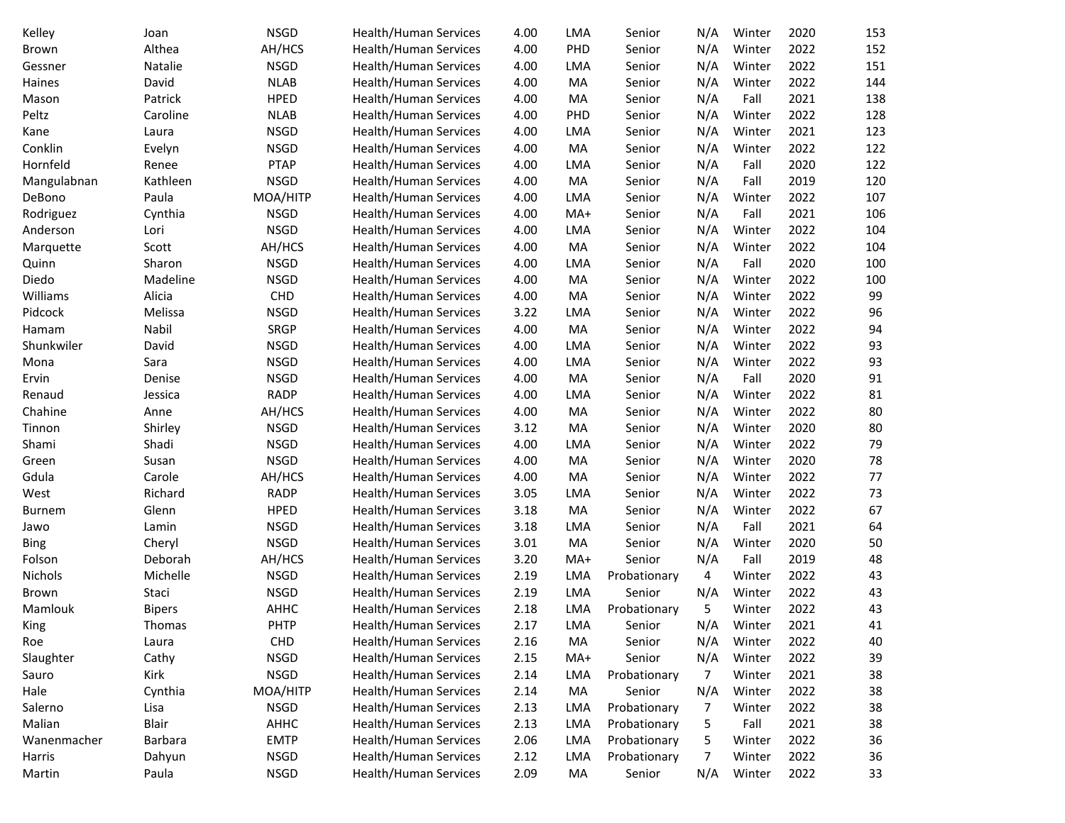| | | | | | | | | | | |
|---|---|---|---|---|---|---|---|---|---|---|
| Kelley | Joan | NSGD | Health/Human Services | 4.00 | LMA | Senior | N/A | Winter | 2020 | 153 |
| Brown | Althea | AH/HCS | Health/Human Services | 4.00 | PHD | Senior | N/A | Winter | 2022 | 152 |
| Gessner | Natalie | NSGD | Health/Human Services | 4.00 | LMA | Senior | N/A | Winter | 2022 | 151 |
| Haines | David | NLAB | Health/Human Services | 4.00 | MA | Senior | N/A | Winter | 2022 | 144 |
| Mason | Patrick | HPED | Health/Human Services | 4.00 | MA | Senior | N/A | Fall | 2021 | 138 |
| Peltz | Caroline | NLAB | Health/Human Services | 4.00 | PHD | Senior | N/A | Winter | 2022 | 128 |
| Kane | Laura | NSGD | Health/Human Services | 4.00 | LMA | Senior | N/A | Winter | 2021 | 123 |
| Conklin | Evelyn | NSGD | Health/Human Services | 4.00 | MA | Senior | N/A | Winter | 2022 | 122 |
| Hornfeld | Renee | PTAP | Health/Human Services | 4.00 | LMA | Senior | N/A | Fall | 2020 | 122 |
| Mangulabnan | Kathleen | NSGD | Health/Human Services | 4.00 | MA | Senior | N/A | Fall | 2019 | 120 |
| DeBono | Paula | MOA/HITP | Health/Human Services | 4.00 | LMA | Senior | N/A | Winter | 2022 | 107 |
| Rodriguez | Cynthia | NSGD | Health/Human Services | 4.00 | MA+ | Senior | N/A | Fall | 2021 | 106 |
| Anderson | Lori | NSGD | Health/Human Services | 4.00 | LMA | Senior | N/A | Winter | 2022 | 104 |
| Marquette | Scott | AH/HCS | Health/Human Services | 4.00 | MA | Senior | N/A | Winter | 2022 | 104 |
| Quinn | Sharon | NSGD | Health/Human Services | 4.00 | LMA | Senior | N/A | Fall | 2020 | 100 |
| Diedo | Madeline | NSGD | Health/Human Services | 4.00 | MA | Senior | N/A | Winter | 2022 | 100 |
| Williams | Alicia | CHD | Health/Human Services | 4.00 | MA | Senior | N/A | Winter | 2022 | 99 |
| Pidcock | Melissa | NSGD | Health/Human Services | 3.22 | LMA | Senior | N/A | Winter | 2022 | 96 |
| Hamam | Nabil | SRGP | Health/Human Services | 4.00 | MA | Senior | N/A | Winter | 2022 | 94 |
| Shunkwiler | David | NSGD | Health/Human Services | 4.00 | LMA | Senior | N/A | Winter | 2022 | 93 |
| Mona | Sara | NSGD | Health/Human Services | 4.00 | LMA | Senior | N/A | Winter | 2022 | 93 |
| Ervin | Denise | NSGD | Health/Human Services | 4.00 | MA | Senior | N/A | Fall | 2020 | 91 |
| Renaud | Jessica | RADP | Health/Human Services | 4.00 | LMA | Senior | N/A | Winter | 2022 | 81 |
| Chahine | Anne | AH/HCS | Health/Human Services | 4.00 | MA | Senior | N/A | Winter | 2022 | 80 |
| Tinnon | Shirley | NSGD | Health/Human Services | 3.12 | MA | Senior | N/A | Winter | 2020 | 80 |
| Shami | Shadi | NSGD | Health/Human Services | 4.00 | LMA | Senior | N/A | Winter | 2022 | 79 |
| Green | Susan | NSGD | Health/Human Services | 4.00 | MA | Senior | N/A | Winter | 2020 | 78 |
| Gdula | Carole | AH/HCS | Health/Human Services | 4.00 | MA | Senior | N/A | Winter | 2022 | 77 |
| West | Richard | RADP | Health/Human Services | 3.05 | LMA | Senior | N/A | Winter | 2022 | 73 |
| Burnem | Glenn | HPED | Health/Human Services | 3.18 | MA | Senior | N/A | Winter | 2022 | 67 |
| Jawo | Lamin | NSGD | Health/Human Services | 3.18 | LMA | Senior | N/A | Fall | 2021 | 64 |
| Bing | Cheryl | NSGD | Health/Human Services | 3.01 | MA | Senior | N/A | Winter | 2020 | 50 |
| Folson | Deborah | AH/HCS | Health/Human Services | 3.20 | MA+ | Senior | N/A | Fall | 2019 | 48 |
| Nichols | Michelle | NSGD | Health/Human Services | 2.19 | LMA | Probationary | 4 | Winter | 2022 | 43 |
| Brown | Staci | NSGD | Health/Human Services | 2.19 | LMA | Senior | N/A | Winter | 2022 | 43 |
| Mamlouk | Bipers | AHHC | Health/Human Services | 2.18 | LMA | Probationary | 5 | Winter | 2022 | 43 |
| King | Thomas | PHTP | Health/Human Services | 2.17 | LMA | Senior | N/A | Winter | 2021 | 41 |
| Roe | Laura | CHD | Health/Human Services | 2.16 | MA | Senior | N/A | Winter | 2022 | 40 |
| Slaughter | Cathy | NSGD | Health/Human Services | 2.15 | MA+ | Senior | N/A | Winter | 2022 | 39 |
| Sauro | Kirk | NSGD | Health/Human Services | 2.14 | LMA | Probationary | 7 | Winter | 2021 | 38 |
| Hale | Cynthia | MOA/HITP | Health/Human Services | 2.14 | MA | Senior | N/A | Winter | 2022 | 38 |
| Salerno | Lisa | NSGD | Health/Human Services | 2.13 | LMA | Probationary | 7 | Winter | 2022 | 38 |
| Malian | Blair | AHHC | Health/Human Services | 2.13 | LMA | Probationary | 5 | Fall | 2021 | 38 |
| Wanenmacher | Barbara | EMTP | Health/Human Services | 2.06 | LMA | Probationary | 5 | Winter | 2022 | 36 |
| Harris | Dahyun | NSGD | Health/Human Services | 2.12 | LMA | Probationary | 7 | Winter | 2022 | 36 |
| Martin | Paula | NSGD | Health/Human Services | 2.09 | MA | Senior | N/A | Winter | 2022 | 33 |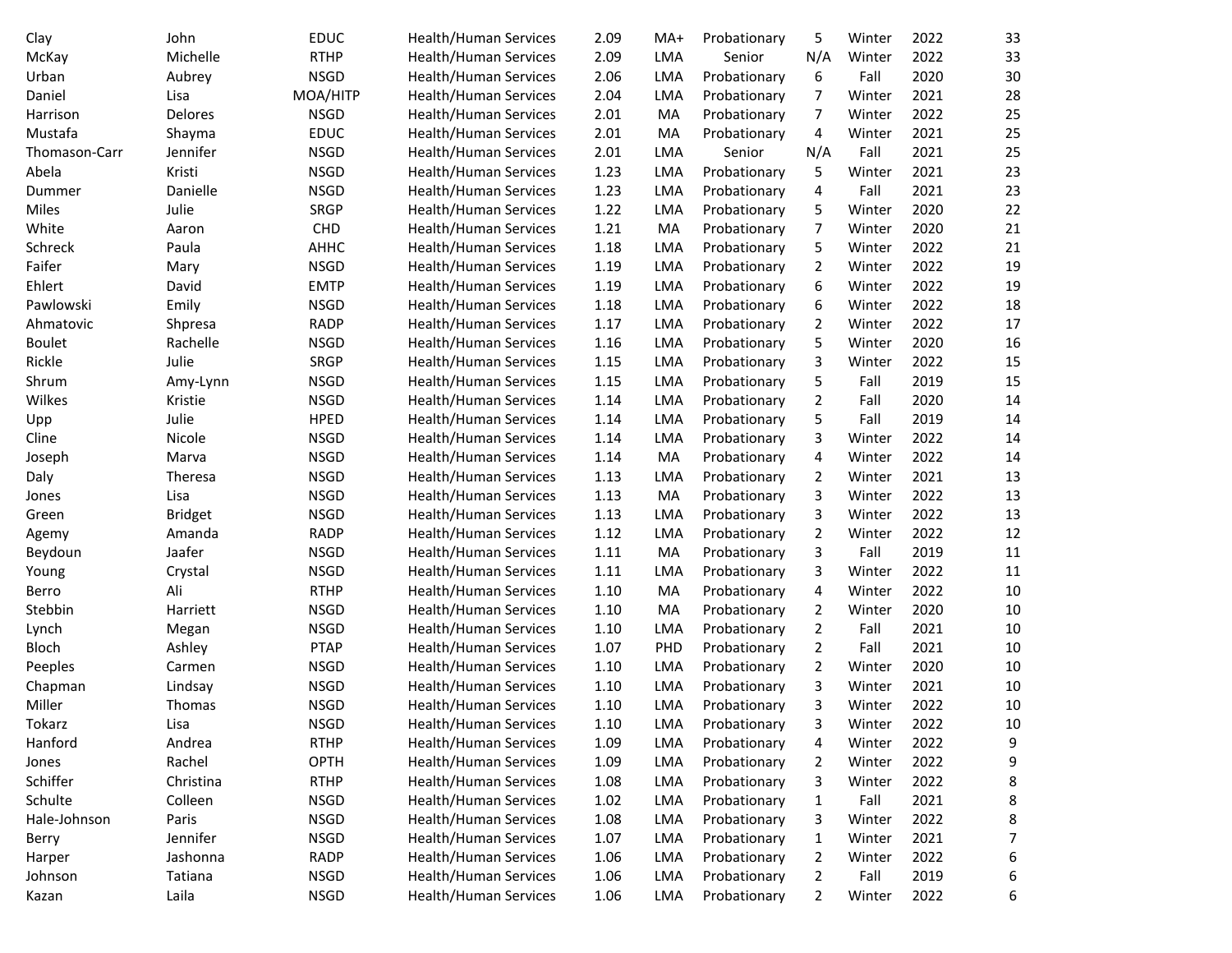| | | | | | | | | | | |
|---|---|---|---|---|---|---|---|---|---|---|
| Clay | John | EDUC | Health/Human Services | 2.09 | MA+ | Probationary | 5 | Winter | 2022 | 33 |
| McKay | Michelle | RTHP | Health/Human Services | 2.09 | LMA | Senior | N/A | Winter | 2022 | 33 |
| Urban | Aubrey | NSGD | Health/Human Services | 2.06 | LMA | Probationary | 6 | Fall | 2020 | 30 |
| Daniel | Lisa | MOA/HITP | Health/Human Services | 2.04 | LMA | Probationary | 7 | Winter | 2021 | 28 |
| Harrison | Delores | NSGD | Health/Human Services | 2.01 | MA | Probationary | 7 | Winter | 2022 | 25 |
| Mustafa | Shayma | EDUC | Health/Human Services | 2.01 | MA | Probationary | 4 | Winter | 2021 | 25 |
| Thomason-Carr | Jennifer | NSGD | Health/Human Services | 2.01 | LMA | Senior | N/A | Fall | 2021 | 25 |
| Abela | Kristi | NSGD | Health/Human Services | 1.23 | LMA | Probationary | 5 | Winter | 2021 | 23 |
| Dummer | Danielle | NSGD | Health/Human Services | 1.23 | LMA | Probationary | 4 | Fall | 2021 | 23 |
| Miles | Julie | SRGP | Health/Human Services | 1.22 | LMA | Probationary | 5 | Winter | 2020 | 22 |
| White | Aaron | CHD | Health/Human Services | 1.21 | MA | Probationary | 7 | Winter | 2020 | 21 |
| Schreck | Paula | AHHC | Health/Human Services | 1.18 | LMA | Probationary | 5 | Winter | 2022 | 21 |
| Faifer | Mary | NSGD | Health/Human Services | 1.19 | LMA | Probationary | 2 | Winter | 2022 | 19 |
| Ehlert | David | EMTP | Health/Human Services | 1.19 | LMA | Probationary | 6 | Winter | 2022 | 19 |
| Pawlowski | Emily | NSGD | Health/Human Services | 1.18 | LMA | Probationary | 6 | Winter | 2022 | 18 |
| Ahmatovic | Shpresa | RADP | Health/Human Services | 1.17 | LMA | Probationary | 2 | Winter | 2022 | 17 |
| Boulet | Rachelle | NSGD | Health/Human Services | 1.16 | LMA | Probationary | 5 | Winter | 2020 | 16 |
| Rickle | Julie | SRGP | Health/Human Services | 1.15 | LMA | Probationary | 3 | Winter | 2022 | 15 |
| Shrum | Amy-Lynn | NSGD | Health/Human Services | 1.15 | LMA | Probationary | 5 | Fall | 2019 | 15 |
| Wilkes | Kristie | NSGD | Health/Human Services | 1.14 | LMA | Probationary | 2 | Fall | 2020 | 14 |
| Upp | Julie | HPED | Health/Human Services | 1.14 | LMA | Probationary | 5 | Fall | 2019 | 14 |
| Cline | Nicole | NSGD | Health/Human Services | 1.14 | LMA | Probationary | 3 | Winter | 2022 | 14 |
| Joseph | Marva | NSGD | Health/Human Services | 1.14 | MA | Probationary | 4 | Winter | 2022 | 14 |
| Daly | Theresa | NSGD | Health/Human Services | 1.13 | LMA | Probationary | 2 | Winter | 2021 | 13 |
| Jones | Lisa | NSGD | Health/Human Services | 1.13 | MA | Probationary | 3 | Winter | 2022 | 13 |
| Green | Bridget | NSGD | Health/Human Services | 1.13 | LMA | Probationary | 3 | Winter | 2022 | 13 |
| Agemy | Amanda | RADP | Health/Human Services | 1.12 | LMA | Probationary | 2 | Winter | 2022 | 12 |
| Beydoun | Jaafer | NSGD | Health/Human Services | 1.11 | MA | Probationary | 3 | Fall | 2019 | 11 |
| Young | Crystal | NSGD | Health/Human Services | 1.11 | LMA | Probationary | 3 | Winter | 2022 | 11 |
| Berro | Ali | RTHP | Health/Human Services | 1.10 | MA | Probationary | 4 | Winter | 2022 | 10 |
| Stebbin | Harriett | NSGD | Health/Human Services | 1.10 | MA | Probationary | 2 | Winter | 2020 | 10 |
| Lynch | Megan | NSGD | Health/Human Services | 1.10 | LMA | Probationary | 2 | Fall | 2021 | 10 |
| Bloch | Ashley | PTAP | Health/Human Services | 1.07 | PHD | Probationary | 2 | Fall | 2021 | 10 |
| Peeples | Carmen | NSGD | Health/Human Services | 1.10 | LMA | Probationary | 2 | Winter | 2020 | 10 |
| Chapman | Lindsay | NSGD | Health/Human Services | 1.10 | LMA | Probationary | 3 | Winter | 2021 | 10 |
| Miller | Thomas | NSGD | Health/Human Services | 1.10 | LMA | Probationary | 3 | Winter | 2022 | 10 |
| Tokarz | Lisa | NSGD | Health/Human Services | 1.10 | LMA | Probationary | 3 | Winter | 2022 | 10 |
| Hanford | Andrea | RTHP | Health/Human Services | 1.09 | LMA | Probationary | 4 | Winter | 2022 | 9 |
| Jones | Rachel | OPTH | Health/Human Services | 1.09 | LMA | Probationary | 2 | Winter | 2022 | 9 |
| Schiffer | Christina | RTHP | Health/Human Services | 1.08 | LMA | Probationary | 3 | Winter | 2022 | 8 |
| Schulte | Colleen | NSGD | Health/Human Services | 1.02 | LMA | Probationary | 1 | Fall | 2021 | 8 |
| Hale-Johnson | Paris | NSGD | Health/Human Services | 1.08 | LMA | Probationary | 3 | Winter | 2022 | 8 |
| Berry | Jennifer | NSGD | Health/Human Services | 1.07 | LMA | Probationary | 1 | Winter | 2021 | 7 |
| Harper | Jashonna | RADP | Health/Human Services | 1.06 | LMA | Probationary | 2 | Winter | 2022 | 6 |
| Johnson | Tatiana | NSGD | Health/Human Services | 1.06 | LMA | Probationary | 2 | Fall | 2019 | 6 |
| Kazan | Laila | NSGD | Health/Human Services | 1.06 | LMA | Probationary | 2 | Winter | 2022 | 6 |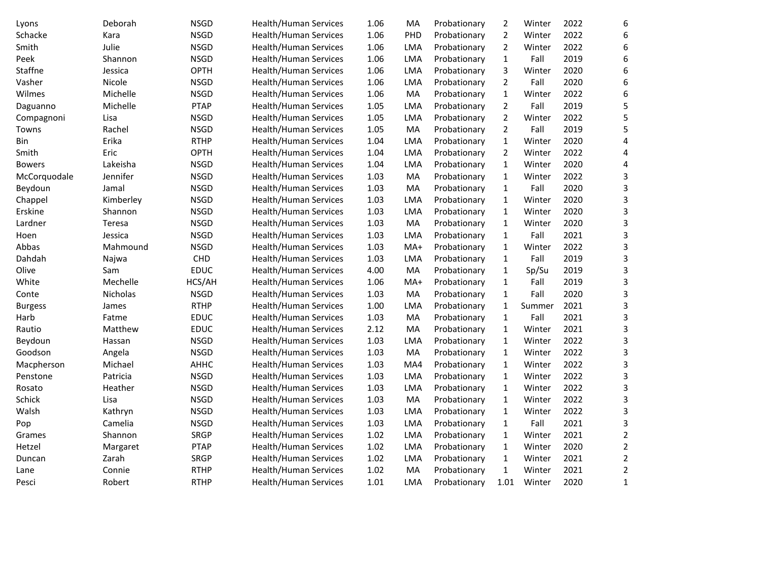| | | | | | | | | | | |
|---|---|---|---|---|---|---|---|---|---|---|
| Lyons | Deborah | NSGD | Health/Human Services | 1.06 | MA | Probationary | 2 | Winter | 2022 | 6 |
| Schacke | Kara | NSGD | Health/Human Services | 1.06 | PHD | Probationary | 2 | Winter | 2022 | 6 |
| Smith | Julie | NSGD | Health/Human Services | 1.06 | LMA | Probationary | 2 | Winter | 2022 | 6 |
| Peek | Shannon | NSGD | Health/Human Services | 1.06 | LMA | Probationary | 1 | Fall | 2019 | 6 |
| Staffne | Jessica | OPTH | Health/Human Services | 1.06 | LMA | Probationary | 3 | Winter | 2020 | 6 |
| Vasher | Nicole | NSGD | Health/Human Services | 1.06 | LMA | Probationary | 2 | Fall | 2020 | 6 |
| Wilmes | Michelle | NSGD | Health/Human Services | 1.06 | MA | Probationary | 1 | Winter | 2022 | 6 |
| Daguanno | Michelle | PTAP | Health/Human Services | 1.05 | LMA | Probationary | 2 | Fall | 2019 | 5 |
| Compagnoni | Lisa | NSGD | Health/Human Services | 1.05 | LMA | Probationary | 2 | Winter | 2022 | 5 |
| Towns | Rachel | NSGD | Health/Human Services | 1.05 | MA | Probationary | 2 | Fall | 2019 | 5 |
| Bin | Erika | RTHP | Health/Human Services | 1.04 | LMA | Probationary | 1 | Winter | 2020 | 4 |
| Smith | Eric | OPTH | Health/Human Services | 1.04 | LMA | Probationary | 2 | Winter | 2022 | 4 |
| Bowers | Lakeisha | NSGD | Health/Human Services | 1.04 | LMA | Probationary | 1 | Winter | 2020 | 4 |
| McCorquodale | Jennifer | NSGD | Health/Human Services | 1.03 | MA | Probationary | 1 | Winter | 2022 | 3 |
| Beydoun | Jamal | NSGD | Health/Human Services | 1.03 | MA | Probationary | 1 | Fall | 2020 | 3 |
| Chappel | Kimberley | NSGD | Health/Human Services | 1.03 | LMA | Probationary | 1 | Winter | 2020 | 3 |
| Erskine | Shannon | NSGD | Health/Human Services | 1.03 | LMA | Probationary | 1 | Winter | 2020 | 3 |
| Lardner | Teresa | NSGD | Health/Human Services | 1.03 | MA | Probationary | 1 | Winter | 2020 | 3 |
| Hoen | Jessica | NSGD | Health/Human Services | 1.03 | LMA | Probationary | 1 | Fall | 2021 | 3 |
| Abbas | Mahmound | NSGD | Health/Human Services | 1.03 | MA+ | Probationary | 1 | Winter | 2022 | 3 |
| Dahdah | Najwa | CHD | Health/Human Services | 1.03 | LMA | Probationary | 1 | Fall | 2019 | 3 |
| Olive | Sam | EDUC | Health/Human Services | 4.00 | MA | Probationary | 1 | Sp/Su | 2019 | 3 |
| White | Mechelle | HCS/AH | Health/Human Services | 1.06 | MA+ | Probationary | 1 | Fall | 2019 | 3 |
| Conte | Nicholas | NSGD | Health/Human Services | 1.03 | MA | Probationary | 1 | Fall | 2020 | 3 |
| Burgess | James | RTHP | Health/Human Services | 1.00 | LMA | Probationary | 1 | Summer | 2021 | 3 |
| Harb | Fatme | EDUC | Health/Human Services | 1.03 | MA | Probationary | 1 | Fall | 2021 | 3 |
| Rautio | Matthew | EDUC | Health/Human Services | 2.12 | MA | Probationary | 1 | Winter | 2021 | 3 |
| Beydoun | Hassan | NSGD | Health/Human Services | 1.03 | LMA | Probationary | 1 | Winter | 2022 | 3 |
| Goodson | Angela | NSGD | Health/Human Services | 1.03 | MA | Probationary | 1 | Winter | 2022 | 3 |
| Macpherson | Michael | AHHC | Health/Human Services | 1.03 | MA4 | Probationary | 1 | Winter | 2022 | 3 |
| Penstone | Patricia | NSGD | Health/Human Services | 1.03 | LMA | Probationary | 1 | Winter | 2022 | 3 |
| Rosato | Heather | NSGD | Health/Human Services | 1.03 | LMA | Probationary | 1 | Winter | 2022 | 3 |
| Schick | Lisa | NSGD | Health/Human Services | 1.03 | MA | Probationary | 1 | Winter | 2022 | 3 |
| Walsh | Kathryn | NSGD | Health/Human Services | 1.03 | LMA | Probationary | 1 | Winter | 2022 | 3 |
| Pop | Camelia | NSGD | Health/Human Services | 1.03 | LMA | Probationary | 1 | Fall | 2021 | 3 |
| Grames | Shannon | SRGP | Health/Human Services | 1.02 | LMA | Probationary | 1 | Winter | 2021 | 2 |
| Hetzel | Margaret | PTAP | Health/Human Services | 1.02 | LMA | Probationary | 1 | Winter | 2020 | 2 |
| Duncan | Zarah | SRGP | Health/Human Services | 1.02 | LMA | Probationary | 1 | Winter | 2021 | 2 |
| Lane | Connie | RTHP | Health/Human Services | 1.02 | MA | Probationary | 1 | Winter | 2021 | 2 |
| Pesci | Robert | RTHP | Health/Human Services | 1.01 | LMA | Probationary | 1.01 | Winter | 2020 | 1 |